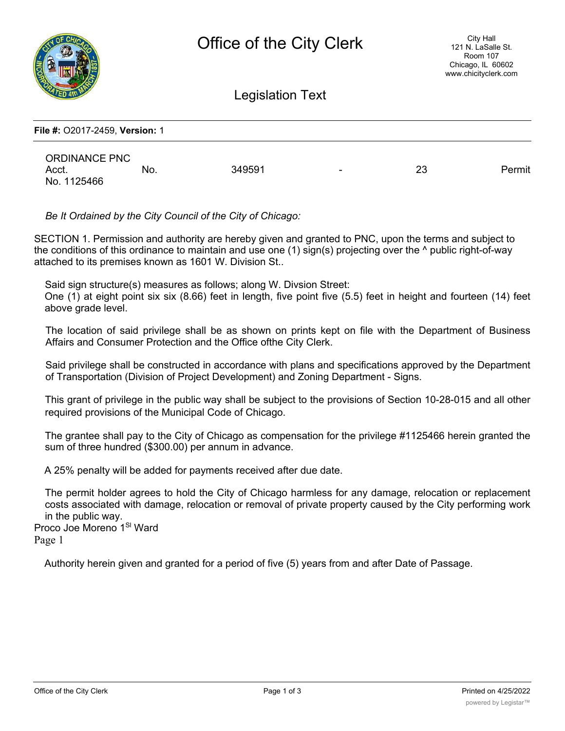File #: O2017-2459, Version: 1

ORDINANCE PNC Acct. No. 349591 - 23 Permit No. 1125466

*Be It Ordained by the City Council of the City of Chicago:*

SECTION 1. Permission and authority are hereby given and granted to PNC, upon the terms and subject to the conditions of this ordinance to maintain and use one (1) sign(s) projecting over the ^ public right-of-way attached to its premises known as 1601 W. Division St..

Said sign structure(s) measures as follows; along W. Divsion Street:
One (1) at eight point six six (8.66) feet in length, five point five (5.5) feet in height and fourteen (14) feet above grade level.

The location of said privilege shall be as shown on prints kept on file with the Department of Business Affairs and Consumer Protection and the Office ofthe City Clerk.

Said privilege shall be constructed in accordance with plans and specifications approved by the Department of Transportation (Division of Project Development) and Zoning Department - Signs.

This grant of privilege in the public way shall be subject to the provisions of Section 10-28-015 and all other required provisions of the Municipal Code of Chicago.

The grantee shall pay to the City of Chicago as compensation for the privilege #1125466 herein granted the sum of three hundred ($300.00) per annum in advance.

A 25% penalty will be added for payments received after due date.

The permit holder agrees to hold the City of Chicago harmless for any damage, relocation or replacement costs associated with damage, relocation or removal of private property caused by the City performing work in the public way.

Proco Joe Moreno 1[Sl] Ward
Page 1

Authority herein given and granted for a period of five (5) years from and after Date of Passage.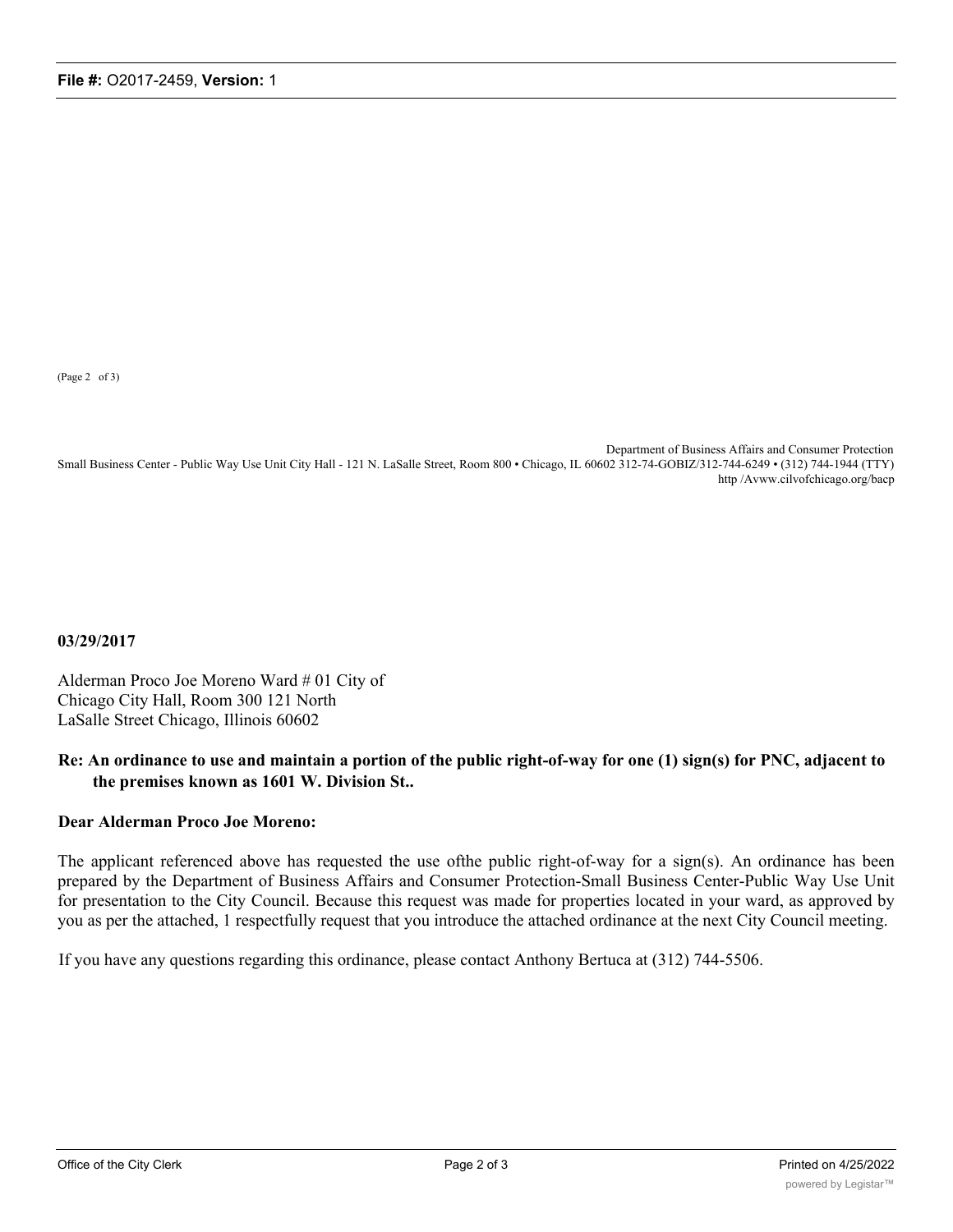(Page 2 of 3)

Department of Business Affairs and Consumer Protection
Small Business Center - Public Way Use Unit City Hall - 121 N. LaSalle Street, Room 800 • Chicago, IL 60602 312-74-GOBIZ/312-744-6249 • (312) 744-1944 (TTY)
http /Avww.cilvofchicago.org/bacp

**03/29/2017**

Alderman Proco Joe Moreno Ward # 01 City of
Chicago City Hall, Room 300 121 North
LaSalle Street Chicago, Illinois 60602

**Re: An ordinance to use and maintain a portion of the public right-of-way for one (1) sign(s) for PNC, adjacent to the premises known as 1601 W. Division St..**

**Dear Alderman Proco Joe Moreno:**

The applicant referenced above has requested the use ofthe public right-of-way for a sign(s). An ordinance has been prepared by the Department of Business Affairs and Consumer Protection-Small Business Center-Public Way Use Unit for presentation to the City Council. Because this request was made for properties located in your ward, as approved by you as per the attached, 1 respectfully request that you introduce the attached ordinance at the next City Council meeting.

If you have any questions regarding this ordinance, please contact Anthony Bertuca at (312) 744-5506.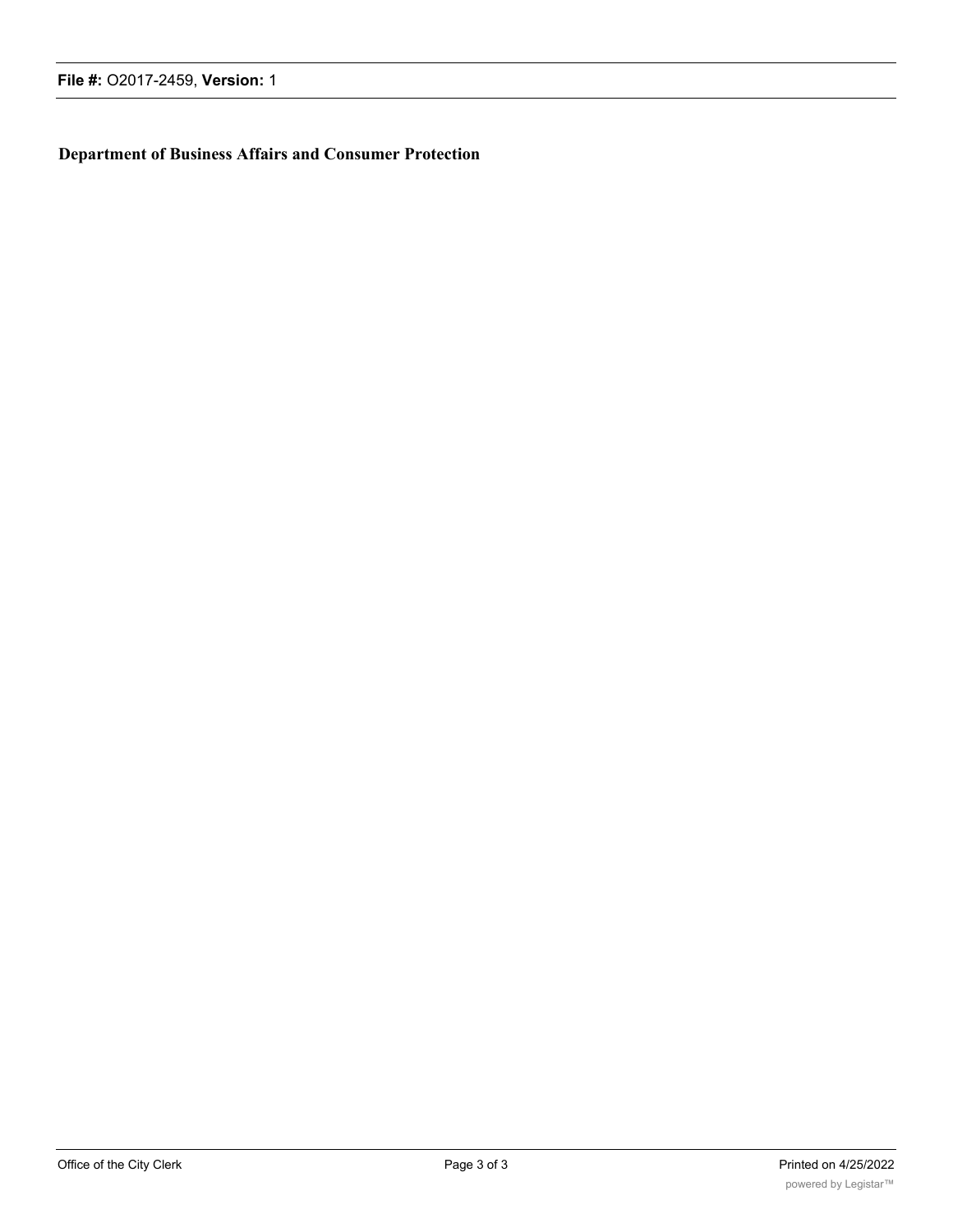**Department of Business Affairs and Consumer Protection**